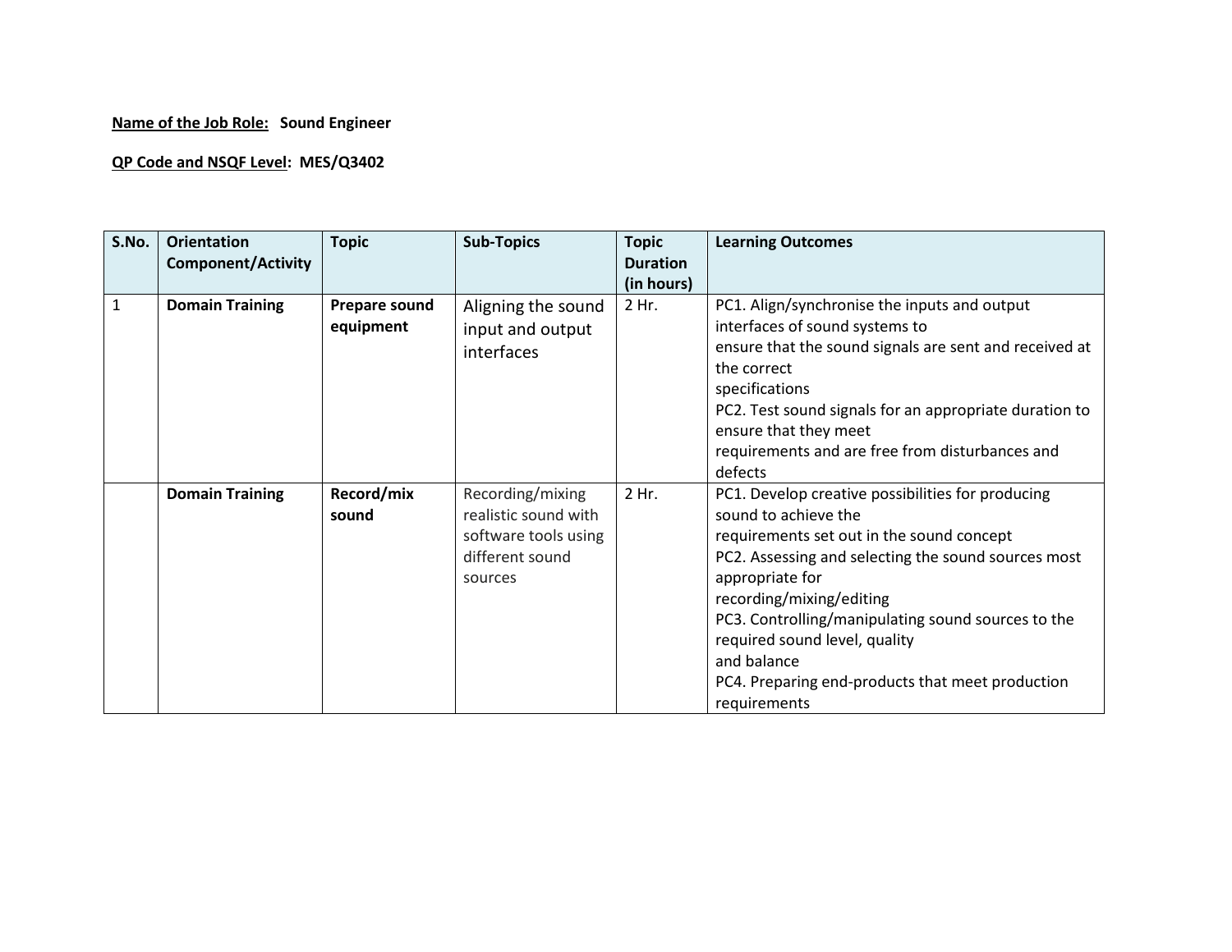**Name of the Job Role:** **Sound Engineer**

**QP Code and NSQF Level:** **MES/Q3402**

| S.No. | Orientation Component/Activity | Topic | Sub-Topics | Topic Duration (in hours) | Learning Outcomes |
|---|---|---|---|---|---|
| 1 | **Domain Training** | **Prepare sound equipment** | Aligning the sound input and output interfaces | 2 Hr. | PC1. Align/synchronise the inputs and output interfaces of sound systems to ensure that the sound signals are sent and received at the correct specifications<br>PC2. Test sound signals for an appropriate duration to ensure that they meet requirements and are free from disturbances and defects |
| | **Domain Training** | **Record/mix sound** | Recording/mixing realistic sound with software tools using different sound sources | 2 Hr. | PC1. Develop creative possibilities for producing sound to achieve the requirements set out in the sound concept<br>PC2. Assessing and selecting the sound sources most appropriate for recording/mixing/editing<br>PC3. Controlling/manipulating sound sources to the required sound level, quality and balance<br>PC4. Preparing end-products that meet production requirements |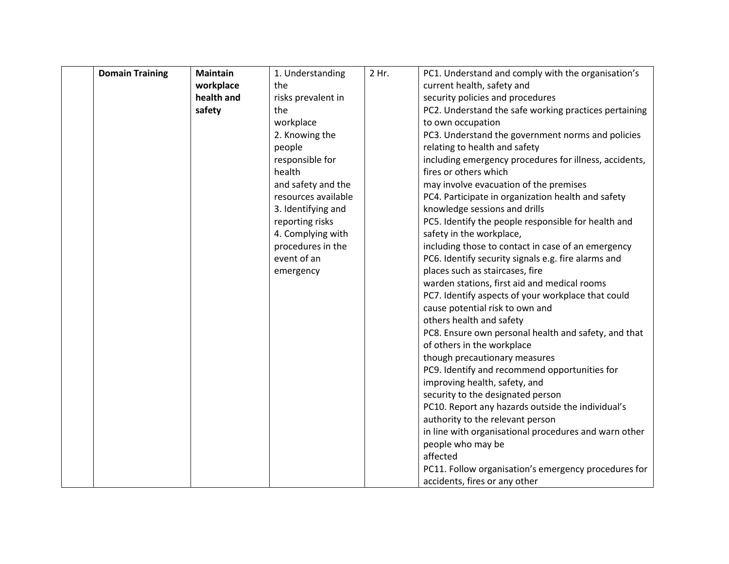|  | **Domain Training** | **Maintain workplace health and safety** | 1. Understanding the risks prevalent in the workplace<br>2. Knowing the people responsible for health and safety and the resources available<br>3. Identifying and reporting risks<br>4. Complying with procedures in the event of an emergency | 2 Hr. | PC1. Understand and comply with the organisation's current health, safety and security policies and procedures<br>PC2. Understand the safe working practices pertaining to own occupation<br>PC3. Understand the government norms and policies relating to health and safety including emergency procedures for illness, accidents, fires or others which may involve evacuation of the premises<br>PC4. Participate in organization health and safety knowledge sessions and drills<br>PC5. Identify the people responsible for health and safety in the workplace, including those to contact in case of an emergency<br>PC6. Identify security signals e.g. fire alarms and places such as staircases, fire warden stations, first aid and medical rooms<br>PC7. Identify aspects of your workplace that could cause potential risk to own and others health and safety<br>PC8. Ensure own personal health and safety, and that of others in the workplace though precautionary measures<br>PC9. Identify and recommend opportunities for improving health, safety, and security to the designated person<br>PC10. Report any hazards outside the individual's authority to the relevant person in line with organisational procedures and warn other people who may be affected<br>PC11. Follow organisation's emergency procedures for accidents, fires or any other |
|---|---|---|---|---|---|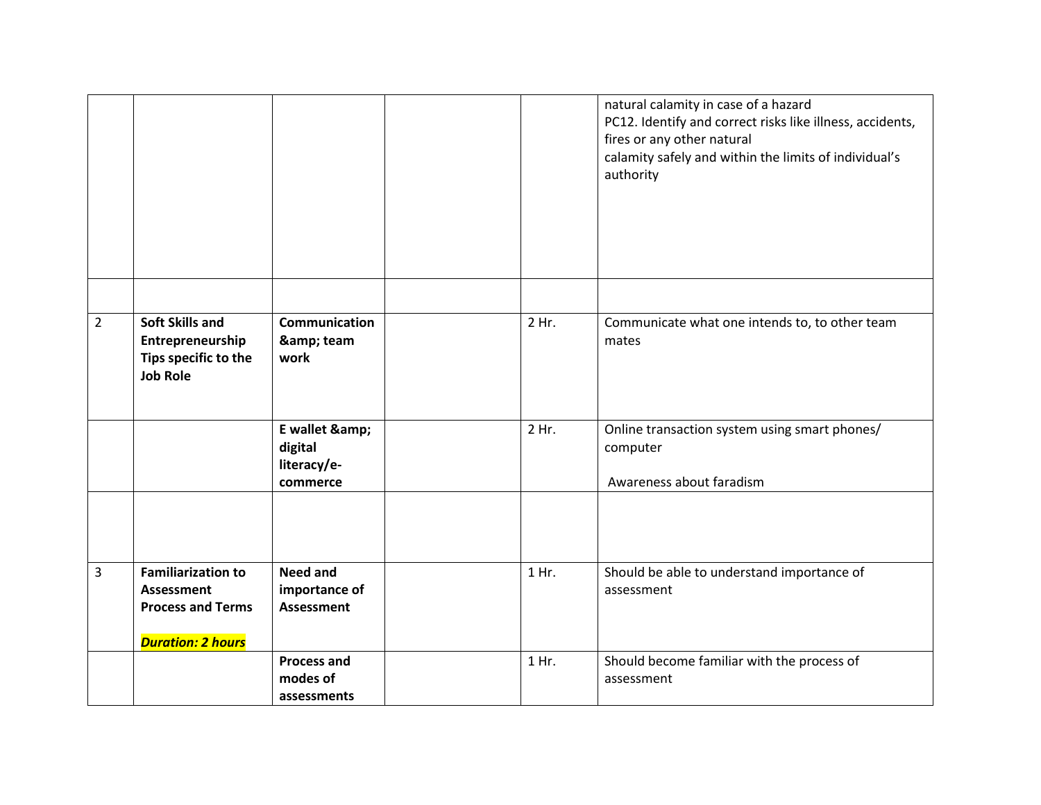| | | | | | |
|---|---|---|---|---|---|
| | | | | | natural calamity in case of a hazard<br>PC12. Identify and correct risks like illness, accidents, fires or any other natural<br>calamity safely and within the limits of individual's authority |
| | | | | | |
| 2 | **Soft Skills and Entrepreneurship Tips specific to the Job Role** | **Communication &amp; team work** | | 2 Hr. | Communicate what one intends to, to other team mates |
| | | **E wallet &amp; digital literacy/e-commerce** | | 2 Hr. | Online transaction system using smart phones/ computer<br><br>Awareness about faradism |
| | | | | | |
| 3 | **Familiarization to Assessment Process and Terms**<br><br>***Duration: 2 hours*** | **Need and importance of Assessment** | | 1 Hr. | Should be able to understand importance of assessment |
| | | **Process and modes of assessments** | | 1 Hr. | Should become familiar with the process of assessment |